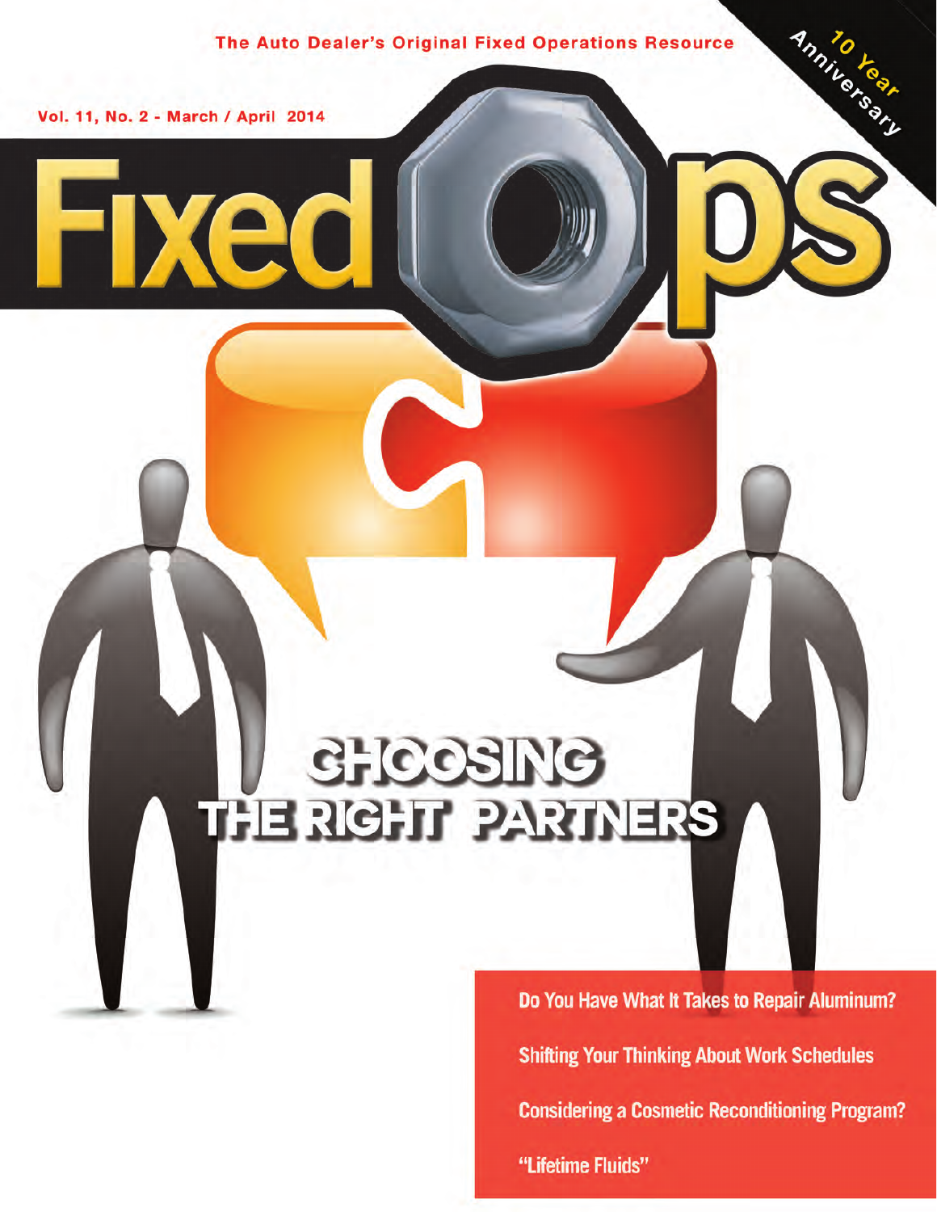The Auto Dealer's Original Fixed Operations Resource

10 Year Anniversary

Vol. 11, No. 2 - March / April 2014

# Fixed Ops

## CHOOSING THE RIGHT PARTNERS

Do You Have What It Takes to Repair Aluminum?

Shifting Your Thinking About Work Schedules

Considering a Cosmetic Reconditioning Program?

"Lifetime Fluids"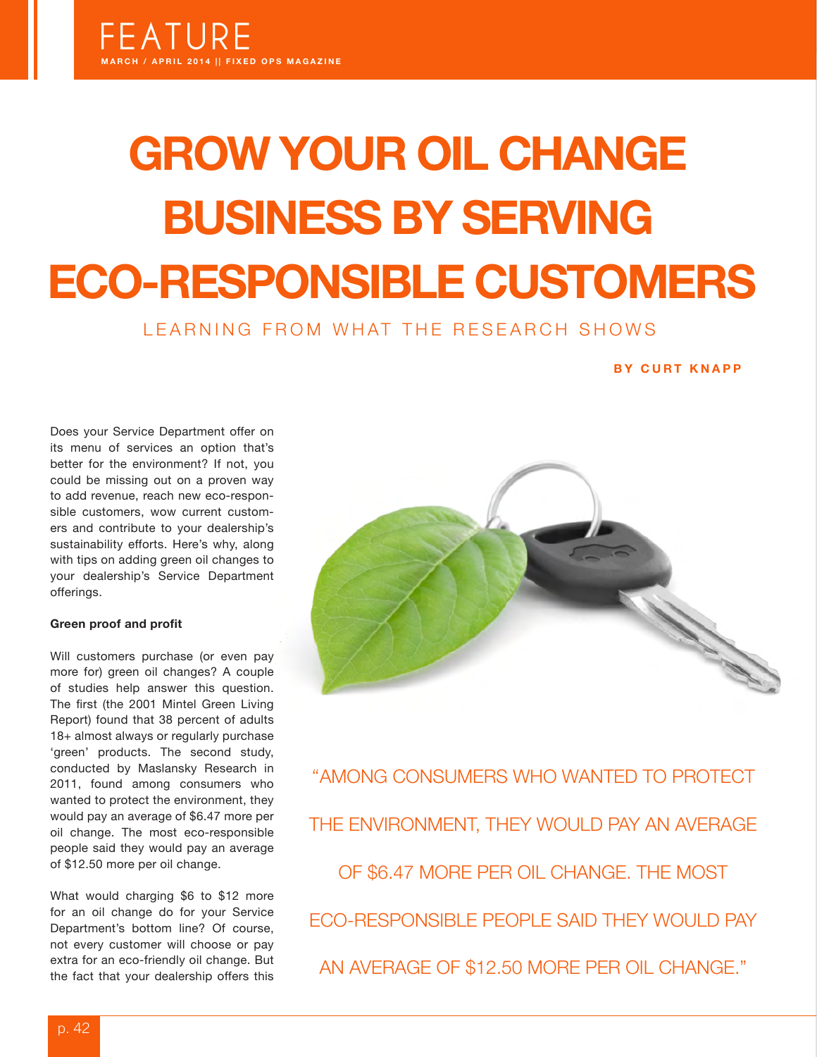# GROW YOUR OIL CHANGE BUSINESS BY SERVING ECO-RESPONSIBLE CUSTOMERS

## LEARNING FROM WHAT THE RESEARCH SHOWS

**BY CURT KNAPP**

Does your Service Department offer on its menu of services an option that's better for the environment? If not, you could be missing out on a proven way to add revenue, reach new eco-responsible customers, wow current customers and contribute to your dealership's sustainability efforts. Here's why, along with tips on adding green oil changes to your dealership's Service Department offerings.

**Green proof and profit**

Will customers purchase (or even pay more for) green oil changes? A couple of studies help answer this question. The first (the 2001 Mintel Green Living Report) found that 38 percent of adults 18+ almost always or regularly purchase 'green' products. The second study, conducted by Maslansky Research in 2011, found among consumers who wanted to protect the environment, they would pay an average of $6.47 more per oil change. The most eco-responsible people said they would pay an average of $12.50 more per oil change.

"AMONG CONSUMERS WHO WANTED TO PROTECT THE ENVIRONMENT, THEY WOULD PAY AN AVERAGE OF $6.47 MORE PER OIL CHANGE. THE MOST ECO-RESPONSIBLE PEOPLE SAID THEY WOULD PAY AN AVERAGE OF $12.50 MORE PER OIL CHANGE."

What would charging $6 to $12 more for an oil change do for your Service Department's bottom line? Of course, not every customer will choose or pay extra for an eco-friendly oil change. But the fact that your dealership offers this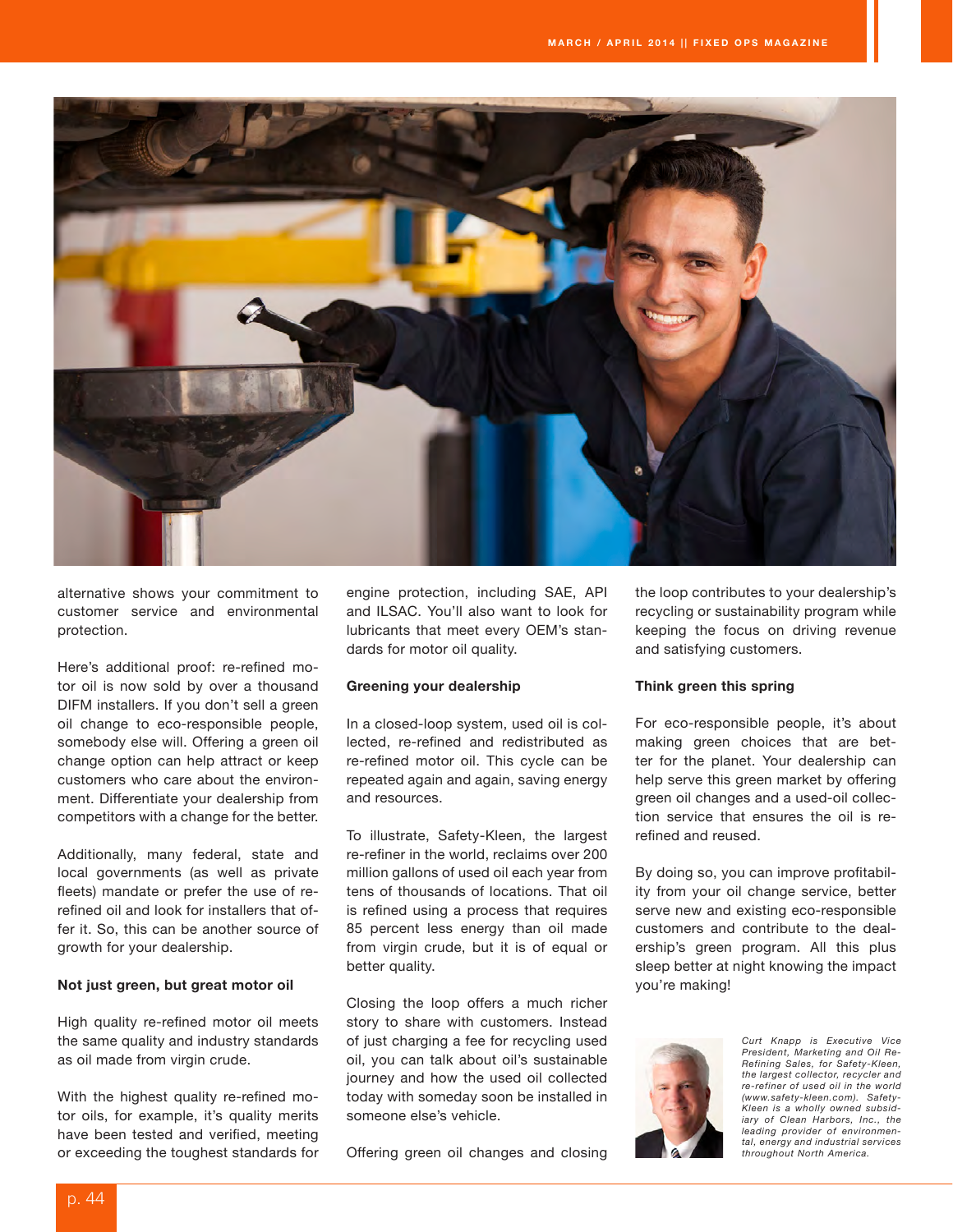alternative shows your commitment to customer service and environmental protection.

Here's additional proof: re-refined motor oil is now sold by over a thousand DIFM installers. If you don't sell a green oil change to eco-responsible people, somebody else will. Offering a green oil change option can help attract or keep customers who care about the environment. Differentiate your dealership from competitors with a change for the better.

Additionally, many federal, state and local governments (as well as private fleets) mandate or prefer the use of re-refined oil and look for installers that offer it. So, this can be another source of growth for your dealership.

**Not just green, but great motor oil**

High quality re-refined motor oil meets the same quality and industry standards as oil made from virgin crude.

With the highest quality re-refined motor oils, for example, it's quality merits have been tested and verified, meeting or exceeding the toughest standards for engine protection, including SAE, API and ILSAC. You'll also want to look for lubricants that meet every OEM's standards for motor oil quality.

**Greening your dealership**

In a closed-loop system, used oil is collected, re-refined and redistributed as re-refined motor oil. This cycle can be repeated again and again, saving energy and resources.

To illustrate, Safety-Kleen, the largest re-refiner in the world, reclaims over 200 million gallons of used oil each year from tens of thousands of locations. That oil is refined using a process that requires 85 percent less energy than oil made from virgin crude, but it is of equal or better quality.

Closing the loop offers a much richer story to share with customers. Instead of just charging a fee for recycling used oil, you can talk about oil's sustainable journey and how the used oil collected today with someday soon be installed in someone else's vehicle.

Offering green oil changes and closing the loop contributes to your dealership's recycling or sustainability program while keeping the focus on driving revenue and satisfying customers.

**Think green this spring**

For eco-responsible people, it's about making green choices that are better for the planet. Your dealership can help serve this green market by offering green oil changes and a used-oil collection service that ensures the oil is re-refined and reused.

By doing so, you can improve profitability from your oil change service, better serve new and existing eco-responsible customers and contribute to the dealership's green program. All this plus sleep better at night knowing the impact you're making!

*Curt Knapp is Executive Vice President, Marketing and Oil Re-Refining Sales, for Safety-Kleen, the largest collector, recycler and re-refiner of used oil in the world (www.safety-kleen.com). Safety-Kleen is a wholly owned subsidiary of Clean Harbors, Inc., the leading provider of environmental, energy and industrial services throughout North America.*